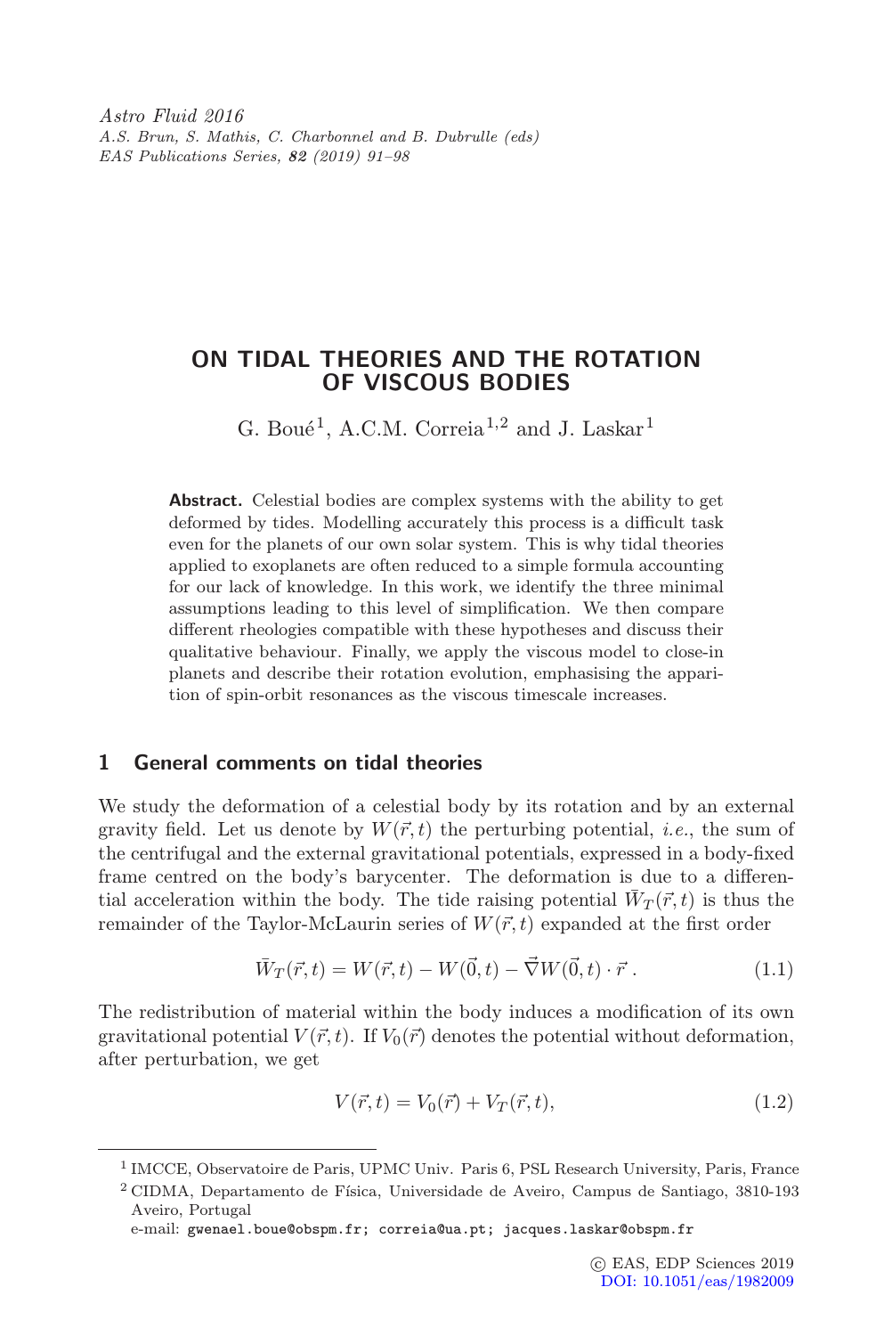# ON TIDAL THEORIES AND THE ROTATION OF VISCOUS BODIES

G. Boué[1], A.C.M. Correia[1,2] and J. Laskar[1]

**Abstract.** Celestial bodies are complex systems with the ability to get deformed by tides. Modelling accurately this process is a difficult task even for the planets of our own solar system. This is why tidal theories applied to exoplanets are often reduced to a simple formula accounting for our lack of knowledge. In this work, we identify the three minimal assumptions leading to this level of simplification. We then compare different rheologies compatible with these hypotheses and discuss their qualitative behaviour. Finally, we apply the viscous model to close-in planets and describe their rotation evolution, emphasising the apparition of spin-orbit resonances as the viscous timescale increases.

## 1 General comments on tidal theories

We study the deformation of a celestial body by its rotation and by an external gravity field. Let us denote by $W(\vec{r},t)$ the perturbing potential, *i.e.*, the sum of the centrifugal and the external gravitational potentials, expressed in a body-fixed frame centred on the body's barycenter. The deformation is due to a differential acceleration within the body. The tide raising potential $\bar{W}_T(\vec{r},t)$ is thus the remainder of the Taylor-McLaurin series of $W(\vec{r},t)$ expanded at the first order

$$\bar{W}_T(\vec{r},t) = W(\vec{r},t) - W(\vec{0},t) - \vec{\nabla}W(\vec{0},t)\cdot\vec{r}\,. \tag{1.1}$$

The redistribution of material within the body induces a modification of its own gravitational potential $V(\vec{r},t)$. If $V_0(\vec{r})$ denotes the potential without deformation, after perturbation, we get

$$V(\vec{r},t) = V_0(\vec{r}) + V_T(\vec{r},t), \tag{1.2}$$

[1] IMCCE, Observatoire de Paris, UPMC Univ. Paris 6, PSL Research University, Paris, France

[2] CIDMA, Departamento de Física, Universidade de Aveiro, Campus de Santiago, 3810-193 Aveiro, Portugal

e-mail: gwenael.boue@obspm.fr; correia@ua.pt; jacques.laskar@obspm.fr

© EAS, EDP Sciences 2019
DOI: 10.1051/eas/1982009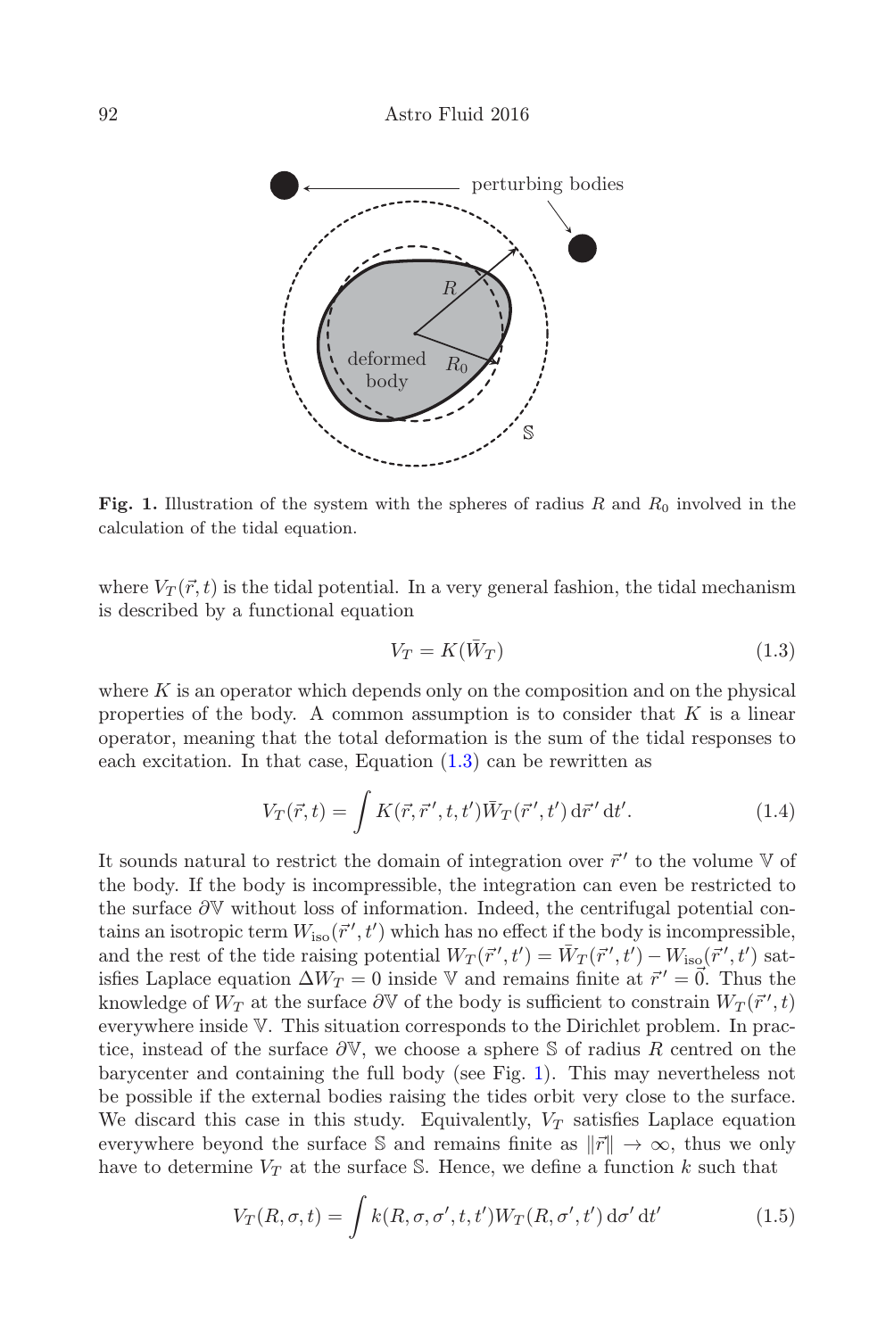**Fig. 1.** Illustration of the system with the spheres of radius $R$ and $R_0$ involved in the calculation of the tidal equation.

where $V_T(\vec{r}, t)$ is the tidal potential. In a very general fashion, the tidal mechanism is described by a functional equation

$$V_T = K(\bar{W}_T) \tag{1.3}$$

where $K$ is an operator which depends only on the composition and on the physical properties of the body. A common assumption is to consider that $K$ is a linear operator, meaning that the total deformation is the sum of the tidal responses to each excitation. In that case, Equation (1.3) can be rewritten as

$$V_T(\vec{r}, t) = \int K(\vec{r}, \vec{r}\,', t, t')\bar{W}_T(\vec{r}\,', t')\,\mathrm{d}\vec{r}\,'\,\mathrm{d}t'. \tag{1.4}$$

It sounds natural to restrict the domain of integration over $\vec{r}\,'$ to the volume $\mathbb{V}$ of the body. If the body is incompressible, the integration can even be restricted to the surface $\partial\mathbb{V}$ without loss of information. Indeed, the centrifugal potential contains an isotropic term $W_{\mathrm{iso}}(\vec{r}\,', t')$ which has no effect if the body is incompressible, and the rest of the tide raising potential $W_T(\vec{r}\,', t') = \bar{W}_T(\vec{r}\,', t') - W_{\mathrm{iso}}(\vec{r}\,', t')$ satisfies Laplace equation $\Delta W_T = 0$ inside $\mathbb{V}$ and remains finite at $\vec{r}\,' = \vec{0}$. Thus the knowledge of $W_T$ at the surface $\partial\mathbb{V}$ of the body is sufficient to constrain $W_T(\vec{r}\,', t)$ everywhere inside $\mathbb{V}$. This situation corresponds to the Dirichlet problem. In practice, instead of the surface $\partial\mathbb{V}$, we choose a sphere $\mathbb{S}$ of radius $R$ centred on the barycenter and containing the full body (see Fig. 1). This may nevertheless not be possible if the external bodies raising the tides orbit very close to the surface. We discard this case in this study. Equivalently, $V_T$ satisfies Laplace equation everywhere beyond the surface $\mathbb{S}$ and remains finite as $\|\vec{r}\| \to \infty$, thus we only have to determine $V_T$ at the surface $\mathbb{S}$. Hence, we define a function $k$ such that

$$V_T(R, \sigma, t) = \int k(R, \sigma, \sigma', t, t')W_T(R, \sigma', t')\,\mathrm{d}\sigma'\,\mathrm{d}t' \tag{1.5}$$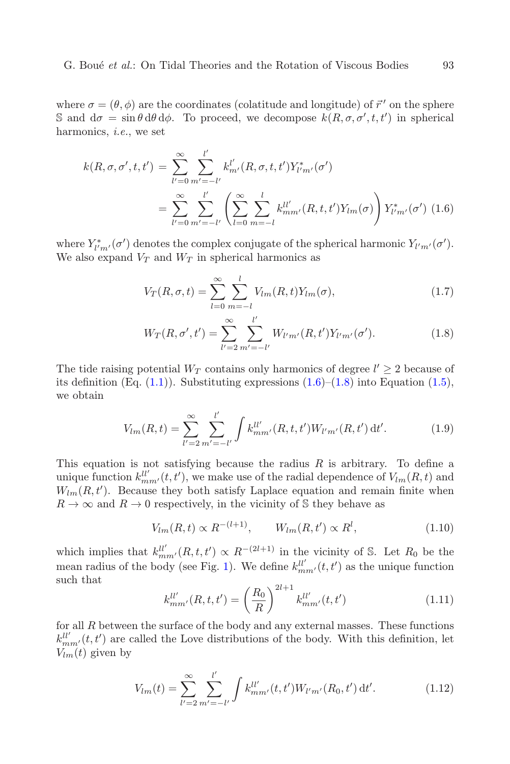where $\sigma = (\theta, \phi)$ are the coordinates (colatitude and longitude) of $\vec{r}\,'$ on the sphere $\mathbb{S}$ and $\mathrm{d}\sigma = \sin\theta\,\mathrm{d}\theta\,\mathrm{d}\phi$. To proceed, we decompose $k(R, \sigma, \sigma', t, t')$ in spherical harmonics, *i.e.*, we set

$$
\begin{aligned}
k(R,\sigma,\sigma',t,t') &= \sum_{l'=0}^{\infty}\sum_{m'=-l'}^{l'} k_{m'}^{l'}(R,\sigma,t,t')Y_{l'm'}^{*}(\sigma') \\
&= \sum_{l'=0}^{\infty}\sum_{m'=-l'}^{l'} \left(\sum_{l=0}^{\infty}\sum_{m=-l}^{l} k_{mm'}^{ll'}(R,t,t')Y_{lm}(\sigma)\right) Y_{l'm'}^{*}(\sigma') \quad (1.6)
\end{aligned}
$$

where $Y_{l'm'}^{*}(\sigma')$ denotes the complex conjugate of the spherical harmonic $Y_{l'm'}(\sigma')$. We also expand $V_T$ and $W_T$ in spherical harmonics as

$$
V_T(R,\sigma,t) = \sum_{l=0}^{\infty}\sum_{m=-l}^{l} V_{lm}(R,t)Y_{lm}(\sigma), \tag{1.7}
$$

$$
W_T(R,\sigma',t') = \sum_{l'=2}^{\infty}\sum_{m'=-l'}^{l'} W_{l'm'}(R,t')Y_{l'm'}(\sigma'). \tag{1.8}
$$

The tide raising potential $W_T$ contains only harmonics of degree $l' \geq 2$ because of its definition (Eq. (1.1)). Substituting expressions (1.6)–(1.8) into Equation (1.5), we obtain

$$
V_{lm}(R,t) = \sum_{l'=2}^{\infty}\sum_{m'=-l'}^{l'} \int k_{mm'}^{ll'}(R,t,t')W_{l'm'}(R,t')\,\mathrm{d}t'. \tag{1.9}
$$

This equation is not satisfying because the radius $R$ is arbitrary. To define a unique function $k_{mm'}^{ll'}(t,t')$, we make use of the radial dependence of $V_{lm}(R,t)$ and $W_{lm}(R,t')$. Because they both satisfy Laplace equation and remain finite when $R \to \infty$ and $R \to 0$ respectively, in the vicinity of $\mathbb{S}$ they behave as

$$
V_{lm}(R,t) \propto R^{-(l+1)}, \qquad W_{lm}(R,t') \propto R^{l}, \tag{1.10}
$$

which implies that $k_{mm'}^{ll'}(R,t,t') \propto R^{-(2l+1)}$ in the vicinity of $\mathbb{S}$. Let $R_0$ be the mean radius of the body (see Fig. 1). We define $k_{mm'}^{ll'}(t,t')$ as the unique function such that

$$
k_{mm'}^{ll'}(R,t,t') = \left(\frac{R_0}{R}\right)^{2l+1} k_{mm'}^{ll'}(t,t') \tag{1.11}
$$

for all $R$ between the surface of the body and any external masses. These functions $k_{mm'}^{ll'}(t,t')$ are called the Love distributions of the body. With this definition, let $V_{lm}(t)$ given by

$$
V_{lm}(t) = \sum_{l'=2}^{\infty}\sum_{m'=-l'}^{l'} \int k_{mm'}^{ll'}(t,t')W_{l'm'}(R_0,t')\,\mathrm{d}t'. \tag{1.12}
$$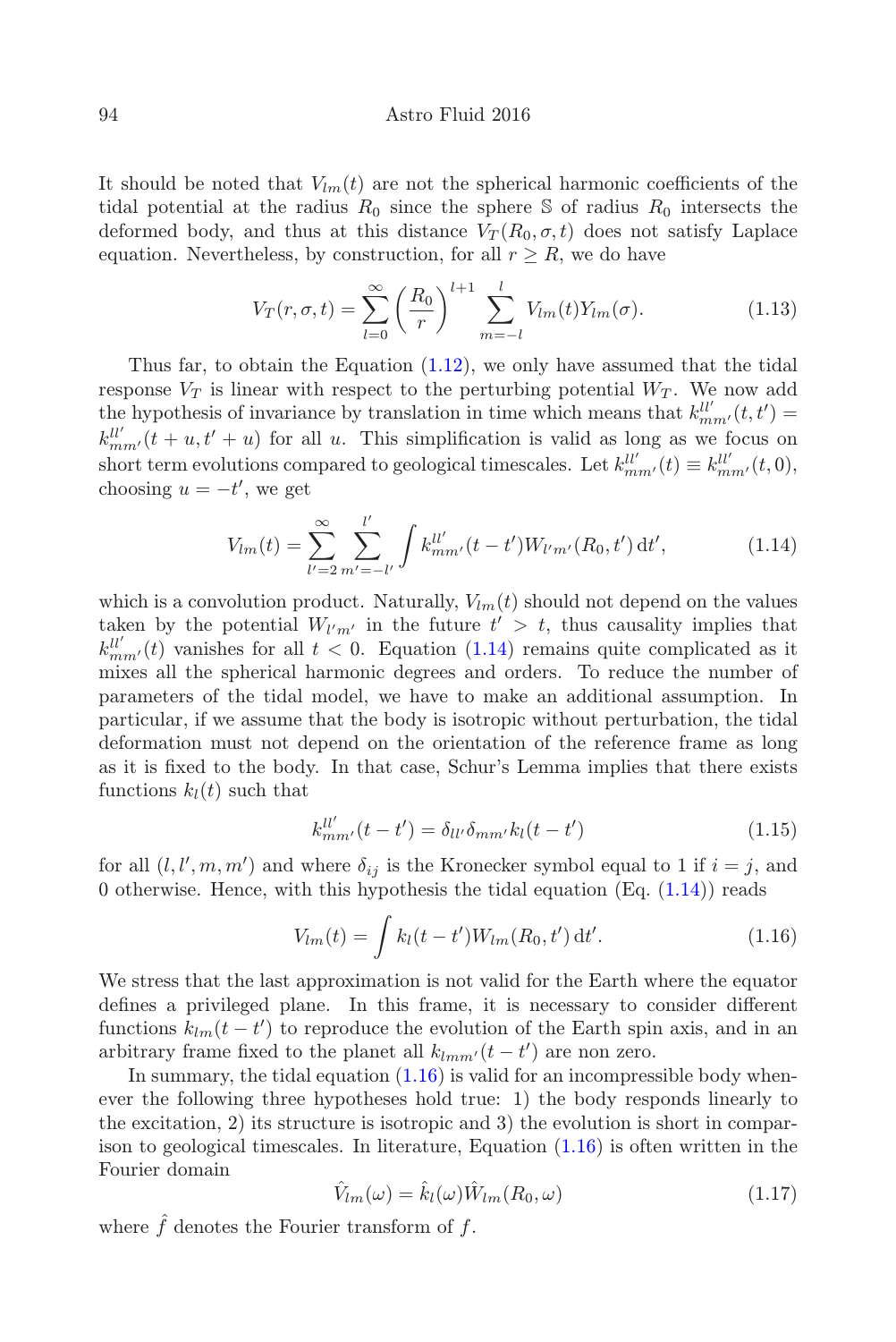It should be noted that $V_{lm}(t)$ are not the spherical harmonic coefficients of the tidal potential at the radius $R_0$ since the sphere $\mathbb{S}$ of radius $R_0$ intersects the deformed body, and thus at this distance $V_T(R_0, \sigma, t)$ does not satisfy Laplace equation. Nevertheless, by construction, for all $r \geq R$, we do have

$$V_T(r, \sigma, t) = \sum_{l=0}^{\infty} \left(\frac{R_0}{r}\right)^{l+1} \sum_{m=-l}^{l} V_{lm}(t) Y_{lm}(\sigma). \tag{1.13}$$

Thus far, to obtain the Equation (1.12), we only have assumed that the tidal response $V_T$ is linear with respect to the perturbing potential $W_T$. We now add the hypothesis of invariance by translation in time which means that $k_{mm'}^{ll'}(t, t') = k_{mm'}^{ll'}(t + u, t' + u)$ for all $u$. This simplification is valid as long as we focus on short term evolutions compared to geological timescales. Let $k_{mm'}^{ll'}(t) \equiv k_{mm'}^{ll'}(t, 0)$, choosing $u = -t'$, we get

$$V_{lm}(t) = \sum_{l'=2}^{\infty} \sum_{m'=-l'}^{l'} \int k_{mm'}^{ll'}(t - t') W_{l'm'}(R_0, t') \, \mathrm{d}t', \tag{1.14}$$

which is a convolution product. Naturally, $V_{lm}(t)$ should not depend on the values taken by the potential $W_{l'm'}$ in the future $t' > t$, thus causality implies that $k_{mm'}^{ll'}(t)$ vanishes for all $t < 0$. Equation (1.14) remains quite complicated as it mixes all the spherical harmonic degrees and orders. To reduce the number of parameters of the tidal model, we have to make an additional assumption. In particular, if we assume that the body is isotropic without perturbation, the tidal deformation must not depend on the orientation of the reference frame as long as it is fixed to the body. In that case, Schur's Lemma implies that there exists functions $k_l(t)$ such that

$$k_{mm'}^{ll'}(t - t') = \delta_{ll'} \delta_{mm'} k_l(t - t') \tag{1.15}$$

for all $(l, l', m, m')$ and where $\delta_{ij}$ is the Kronecker symbol equal to 1 if $i = j$, and 0 otherwise. Hence, with this hypothesis the tidal equation (Eq. (1.14)) reads

$$V_{lm}(t) = \int k_l(t - t') W_{lm}(R_0, t') \, \mathrm{d}t'. \tag{1.16}$$

We stress that the last approximation is not valid for the Earth where the equator defines a privileged plane. In this frame, it is necessary to consider different functions $k_{lm}(t - t')$ to reproduce the evolution of the Earth spin axis, and in an arbitrary frame fixed to the planet all $k_{lmm'}(t - t')$ are non zero.

In summary, the tidal equation (1.16) is valid for an incompressible body whenever the following three hypotheses hold true: 1) the body responds linearly to the excitation, 2) its structure is isotropic and 3) the evolution is short in comparison to geological timescales. In literature, Equation (1.16) is often written in the Fourier domain

$$\hat{V}_{lm}(\omega) = \hat{k}_l(\omega) \hat{W}_{lm}(R_0, \omega) \tag{1.17}$$

where $\hat{f}$ denotes the Fourier transform of $f$.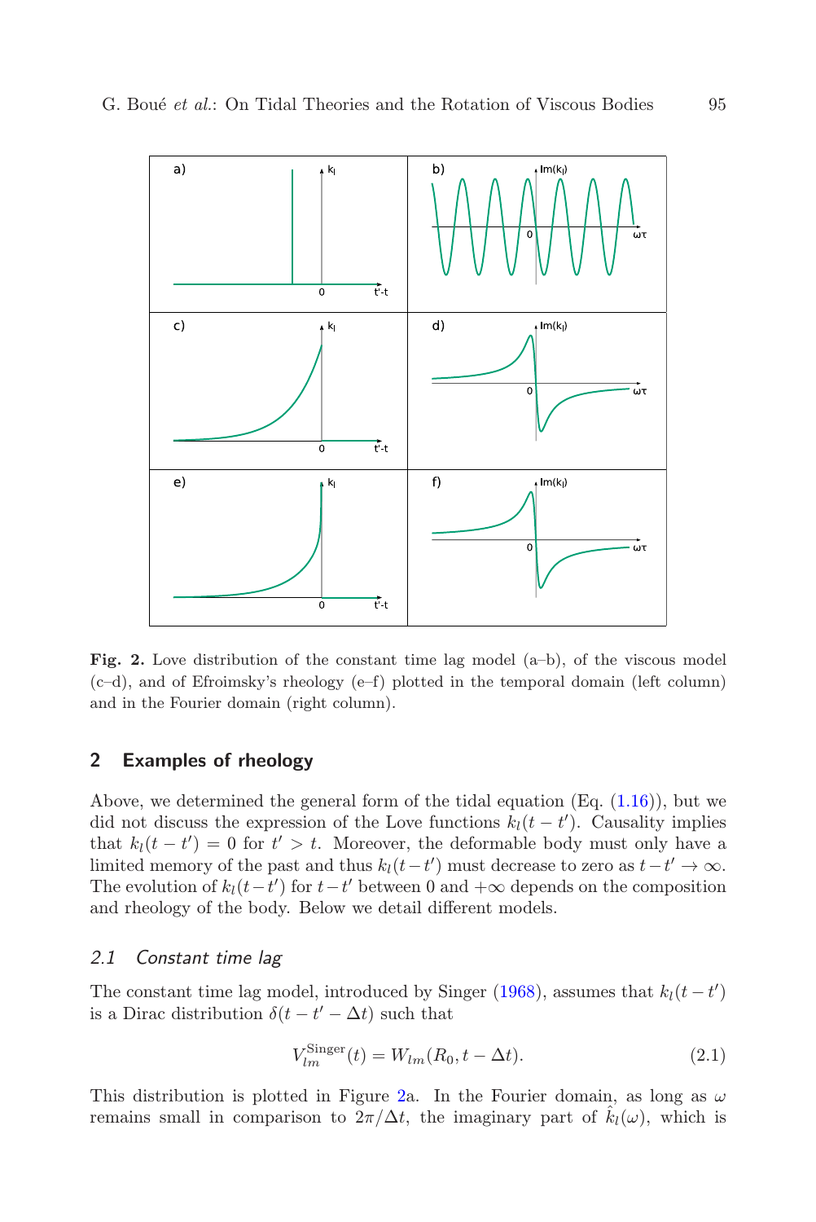**Fig. 2.** Love distribution of the constant time lag model (a–b), of the viscous model (c–d), and of Efroimsky's rheology (e–f) plotted in the temporal domain (left column) and in the Fourier domain (right column).

## 2 Examples of rheology

Above, we determined the general form of the tidal equation (Eq. (1.16)), but we did not discuss the expression of the Love functions $k_l(t-t')$. Causality implies that $k_l(t-t') = 0$ for $t' > t$. Moreover, the deformable body must only have a limited memory of the past and thus $k_l(t-t')$ must decrease to zero as $t-t' \to \infty$. The evolution of $k_l(t-t')$ for $t-t'$ between 0 and $+\infty$ depends on the composition and rheology of the body. Below we detail different models.

### 2.1 Constant time lag

The constant time lag model, introduced by Singer (1968), assumes that $k_l(t-t')$ is a Dirac distribution $\delta(t-t'-\Delta t)$ such that

$$V_{lm}^{\mathrm{Singer}}(t) = W_{lm}(R_0, t-\Delta t). \tag{2.1}$$

This distribution is plotted in Figure 2a. In the Fourier domain, as long as $\omega$ remains small in comparison to $2\pi/\Delta t$, the imaginary part of $\hat{k}_l(\omega)$, which is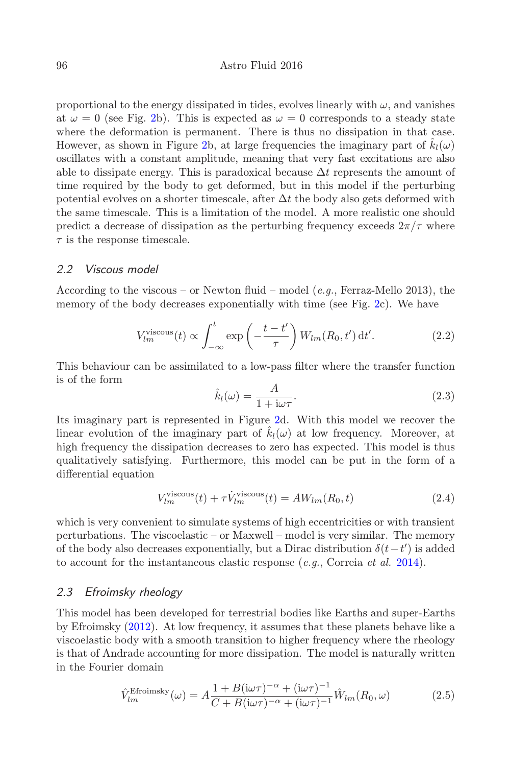proportional to the energy dissipated in tides, evolves linearly with $\omega$, and vanishes at $\omega = 0$ (see Fig. 2b). This is expected as $\omega = 0$ corresponds to a steady state where the deformation is permanent. There is thus no dissipation in that case. However, as shown in Figure 2b, at large frequencies the imaginary part of $\hat{k}_l(\omega)$ oscillates with a constant amplitude, meaning that very fast excitations are also able to dissipate energy. This is paradoxical because $\Delta t$ represents the amount of time required by the body to get deformed, but in this model if the perturbing potential evolves on a shorter timescale, after $\Delta t$ the body also gets deformed with the same timescale. This is a limitation of the model. A more realistic one should predict a decrease of dissipation as the perturbing frequency exceeds $2\pi/\tau$ where $\tau$ is the response timescale.

### 2.2 *Viscous model*

According to the viscous – or Newton fluid – model (*e.g.*, Ferraz-Mello 2013), the memory of the body decreases exponentially with time (see Fig. 2c). We have

$$V_{lm}^{\text{viscous}}(t) \propto \int_{-\infty}^{t} \exp\left(-\frac{t-t'}{\tau}\right) W_{lm}(R_0, t')\,\mathrm{d}t'. \tag{2.2}$$

This behaviour can be assimilated to a low-pass filter where the transfer function is of the form

$$\hat{k}_l(\omega) = \frac{A}{1 + \mathrm{i}\omega\tau}. \tag{2.3}$$

Its imaginary part is represented in Figure 2d. With this model we recover the linear evolution of the imaginary part of $\hat{k}_l(\omega)$ at low frequency. Moreover, at high frequency the dissipation decreases to zero has expected. This model is thus qualitatively satisfying. Furthermore, this model can be put in the form of a differential equation

$$V_{lm}^{\text{viscous}}(t) + \tau \dot{V}_{lm}^{\text{viscous}}(t) = A W_{lm}(R_0, t) \tag{2.4}$$

which is very convenient to simulate systems of high eccentricities or with transient perturbations. The viscoelastic – or Maxwell – model is very similar. The memory of the body also decreases exponentially, but a Dirac distribution $\delta(t-t')$ is added to account for the instantaneous elastic response (*e.g.*, Correia *et al.* 2014).

### 2.3 *Efroimsky rheology*

This model has been developed for terrestrial bodies like Earths and super-Earths by Efroimsky (2012). At low frequency, it assumes that these planets behave like a viscoelastic body with a smooth transition to higher frequency where the rheology is that of Andrade accounting for more dissipation. The model is naturally written in the Fourier domain

$$\hat{V}_{lm}^{\text{Efroimsky}}(\omega) = A\frac{1 + B(\mathrm{i}\omega\tau)^{-\alpha} + (\mathrm{i}\omega\tau)^{-1}}{C + B(\mathrm{i}\omega\tau)^{-\alpha} + (\mathrm{i}\omega\tau)^{-1}}\hat{W}_{lm}(R_0, \omega) \tag{2.5}$$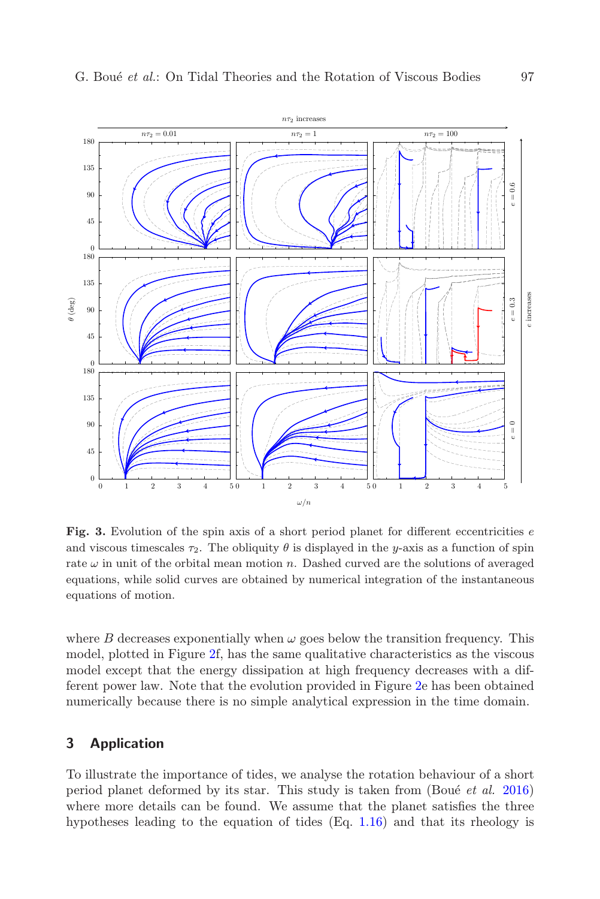**Fig. 3.** Evolution of the spin axis of a short period planet for different eccentricities $e$ and viscous timescales $\tau_2$. The obliquity $\theta$ is displayed in the $y$-axis as a function of spin rate $\omega$ in unit of the orbital mean motion $n$. Dashed curved are the solutions of averaged equations, while solid curves are obtained by numerical integration of the instantaneous equations of motion.

where $B$ decreases exponentially when $\omega$ goes below the transition frequency. This model, plotted in Figure 2f, has the same qualitative characteristics as the viscous model except that the energy dissipation at high frequency decreases with a different power law. Note that the evolution provided in Figure 2e has been obtained numerically because there is no simple analytical expression in the time domain.

## 3 Application

To illustrate the importance of tides, we analyse the rotation behaviour of a short period planet deformed by its star. This study is taken from (Boué *et al.* 2016) where more details can be found. We assume that the planet satisfies the three hypotheses leading to the equation of tides (Eq. 1.16) and that its rheology is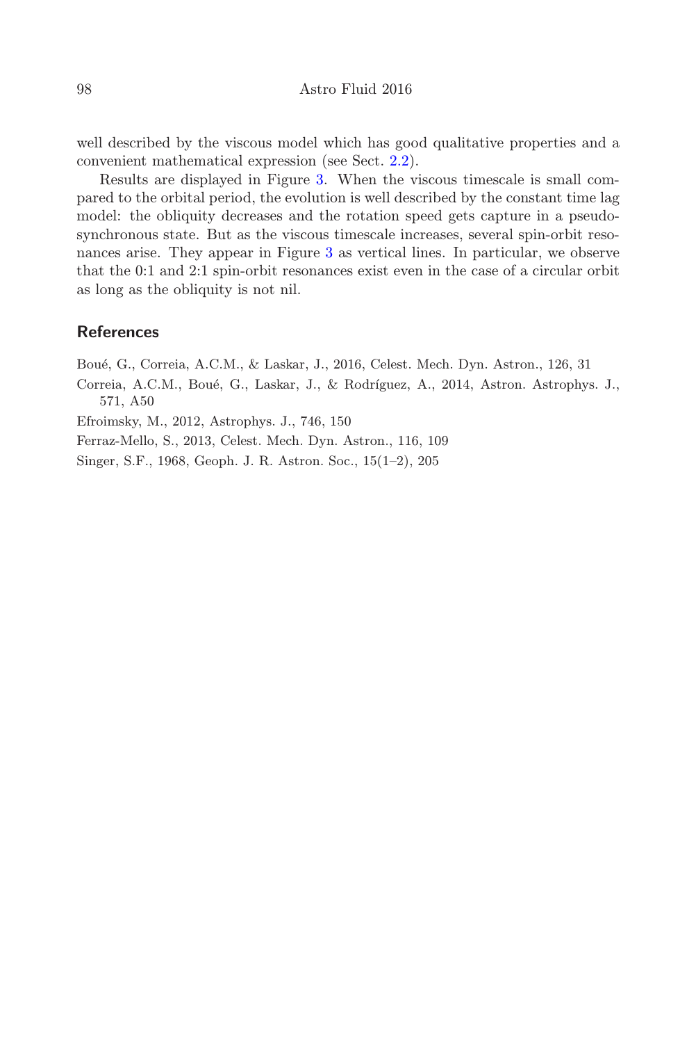well described by the viscous model which has good qualitative properties and a convenient mathematical expression (see Sect. 2.2).

Results are displayed in Figure 3. When the viscous timescale is small compared to the orbital period, the evolution is well described by the constant time lag model: the obliquity decreases and the rotation speed gets capture in a pseudo-synchronous state. But as the viscous timescale increases, several spin-orbit resonances arise. They appear in Figure 3 as vertical lines. In particular, we observe that the 0:1 and 2:1 spin-orbit resonances exist even in the case of a circular orbit as long as the obliquity is not nil.

## References

Boué, G., Correia, A.C.M., & Laskar, J., 2016, Celest. Mech. Dyn. Astron., 126, 31

Correia, A.C.M., Boué, G., Laskar, J., & Rodríguez, A., 2014, Astron. Astrophys. J., 571, A50

Efroimsky, M., 2012, Astrophys. J., 746, 150

Ferraz-Mello, S., 2013, Celest. Mech. Dyn. Astron., 116, 109

Singer, S.F., 1968, Geoph. J. R. Astron. Soc., 15(1–2), 205